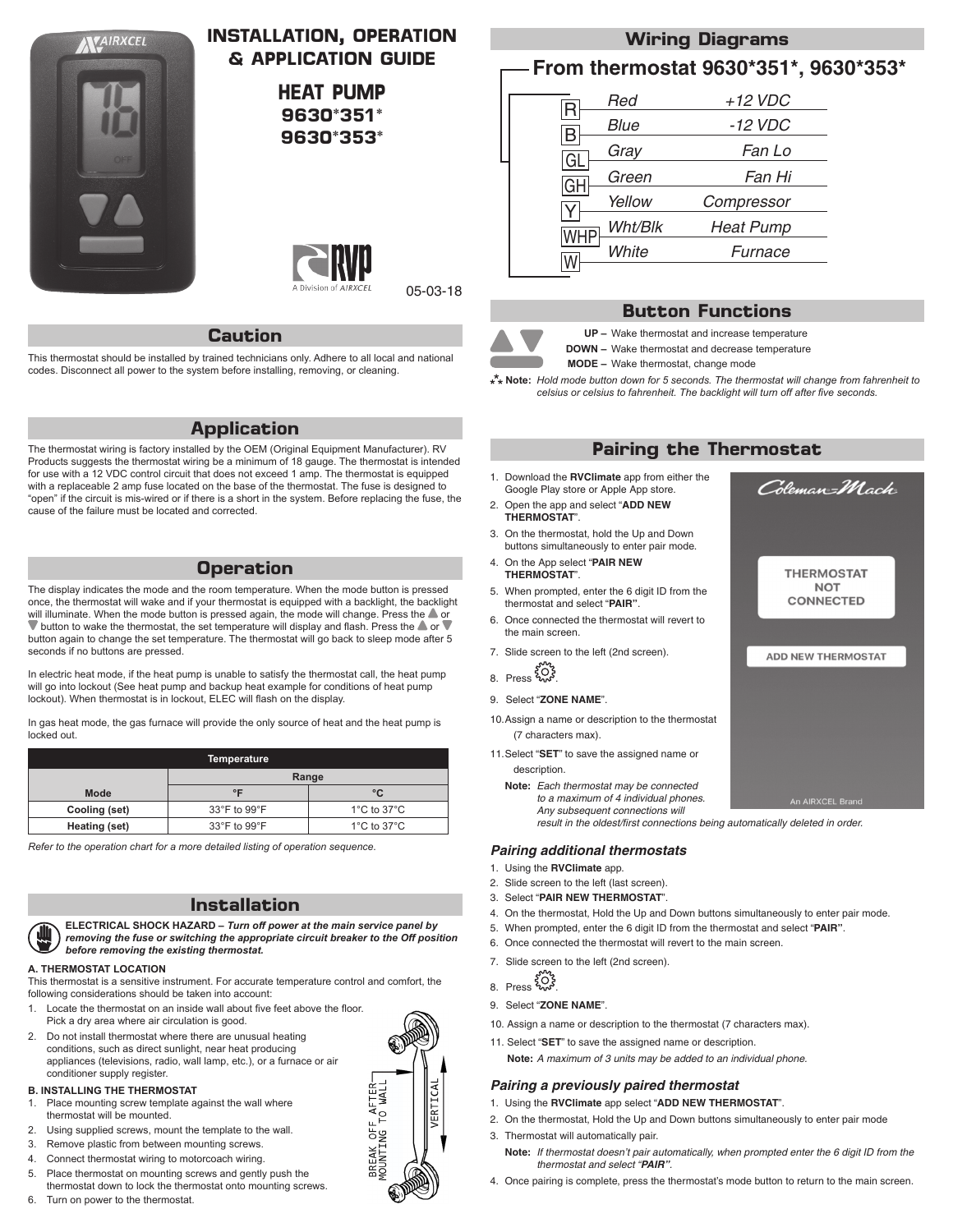# INSTALLATION, OPERATION & APPLICATION GUIDE

## HEAT PUMP 9630*351* 9630*353*

05-03-18

## Caution

This thermostat should be installed by trained technicians only. Adhere to all local and national codes. Disconnect all power to the system before installing, removing, or cleaning.

## Application

The thermostat wiring is factory installed by the OEM (Original Equipment Manufacturer). RV Products suggests the thermostat wiring be a minimum of 18 gauge. The thermostat is intended for use with a 12 VDC control circuit that does not exceed 1 amp. The thermostat is equipped with a replaceable 2 amp fuse located on the base of the thermostat. The fuse is designed to "open" if the circuit is mis-wired or if there is a short in the system. Before replacing the fuse, the cause of the failure must be located and corrected.

## Operation

The display indicates the mode and the room temperature. When the mode button is pressed once, the thermostat will wake and if your thermostat is equipped with a backlight, the backlight will illuminate. When the mode button is pressed again, the mode will change. Press the ▲ or ▼ button to wake the thermostat, the set temperature will display and flash. Press the ▲ or ▼ button again to change the set temperature. The thermostat will go back to sleep mode after 5 seconds if no buttons are pressed.

In electric heat mode, if the heat pump is unable to satisfy the thermostat call, the heat pump will go into lockout (See heat pump and backup heat example for conditions of heat pump lockout). When thermostat is in lockout, ELEC will flash on the display.

In gas heat mode, the gas furnace will provide the only source of heat and the heat pump is locked out.

| Temperature | | |
|---|---|---|
| | Range | |
| Mode | °F | °C |
| Cooling (set) | 33°F to 99°F | 1°C to 37°C |
| Heating (set) | 33°F to 99°F | 1°C to 37°C |

*Refer to the operation chart for a more detailed listing of operation sequence.*

## Installation

**ELECTRICAL SHOCK HAZARD –** ***Turn off power at the main service panel by removing the fuse or switching the appropriate circuit breaker to the Off position before removing the existing thermostat.***

### A. THERMOSTAT LOCATION

This thermostat is a sensitive instrument. For accurate temperature control and comfort, the following considerations should be taken into account:

1. Locate the thermostat on an inside wall about five feet above the floor. Pick a dry area where air circulation is good.
2. Do not install thermostat where there are unusual heating conditions, such as direct sunlight, near heat producing appliances (televisions, radio, wall lamp, etc.), or a furnace or air conditioner supply register.

### B. INSTALLING THE THERMOSTAT

1. Place mounting screw template against the wall where thermostat will be mounted.
2. Using supplied screws, mount the template to the wall.
3. Remove plastic from between mounting screws.
4. Connect thermostat wiring to motorcoach wiring.
5. Place thermostat on mounting screws and gently push the thermostat down to lock the thermostat onto mounting screws.
6. Turn on power to the thermostat.

BREAK OFF AFTER MOUNTING TO WALL

VERTICAL

## Wiring Diagrams

### From thermostat 9630*351*, 9630*353*

| Terminal | Wire | Function |
|---|---|---|
| R | Red | +12 VDC |
| B | Blue | -12 VDC |
| GL | Gray | Fan Lo |
| GH | Green | Fan Hi |
| Y | Yellow | Compressor |
| WHP | Wht/Blk | Heat Pump |
| W | White | Furnace |

## Button Functions

**UP –** Wake thermostat and increase temperature
**DOWN –** Wake thermostat and decrease temperature
**MODE –** Wake thermostat, change mode

**Note:** *Hold mode button down for 5 seconds. The thermostat will change from fahrenheit to celsius or celsius to fahrenheit. The backlight will turn off after five seconds.*

## Pairing the Thermostat

1. Download the **RVClimate** app from either the Google Play store or Apple App store.
2. Open the app and select "**ADD NEW THERMOSTAT**".
3. On the thermostat, hold the Up and Down buttons simultaneously to enter pair mode.
4. On the App select "**PAIR NEW THERMOSTAT**".
5. When prompted, enter the 6 digit ID from the thermostat and select "**PAIR**".
6. Once connected the thermostat will revert to the main screen.
7. Slide screen to the left (2nd screen).
8. Press ⚙.
9. Select "**ZONE NAME**".
10. Assign a name or description to the thermostat (7 characters max).
11. Select "**SET**" to save the assigned name or description.

**Note:** *Each thermostat may be connected to a maximum of 4 individual phones. Any subsequent connections will result in the oldest/first connections being automatically deleted in order.*

Coleman-Mach

THERMOSTAT NOT CONNECTED

ADD NEW THERMOSTAT

An AIRXCEL Brand

### Pairing additional thermostats

1. Using the **RVClimate** app.
2. Slide screen to the left (last screen).
3. Select "**PAIR NEW THERMOSTAT**".
4. On the thermostat, Hold the Up and Down buttons simultaneously to enter pair mode.
5. When prompted, enter the 6 digit ID from the thermostat and select "**PAIR**".
6. Once connected the thermostat will revert to the main screen.
7. Slide screen to the left (2nd screen).
8. Press ⚙.
9. Select "**ZONE NAME**".
10. Assign a name or description to the thermostat (7 characters max).
11. Select "**SET**" to save the assigned name or description.

**Note:** *A maximum of 3 units may be added to an individual phone.*

### Pairing a previously paired thermostat

1. Using the **RVClimate** app select "**ADD NEW THERMOSTAT**".
2. On the thermostat, Hold the Up and Down buttons simultaneously to enter pair mode
3. Thermostat will automatically pair.

**Note:** *If thermostat doesn't pair automatically, when prompted enter the 6 digit ID from the thermostat and select "PAIR".*

4. Once pairing is complete, press the thermostat's mode button to return to the main screen.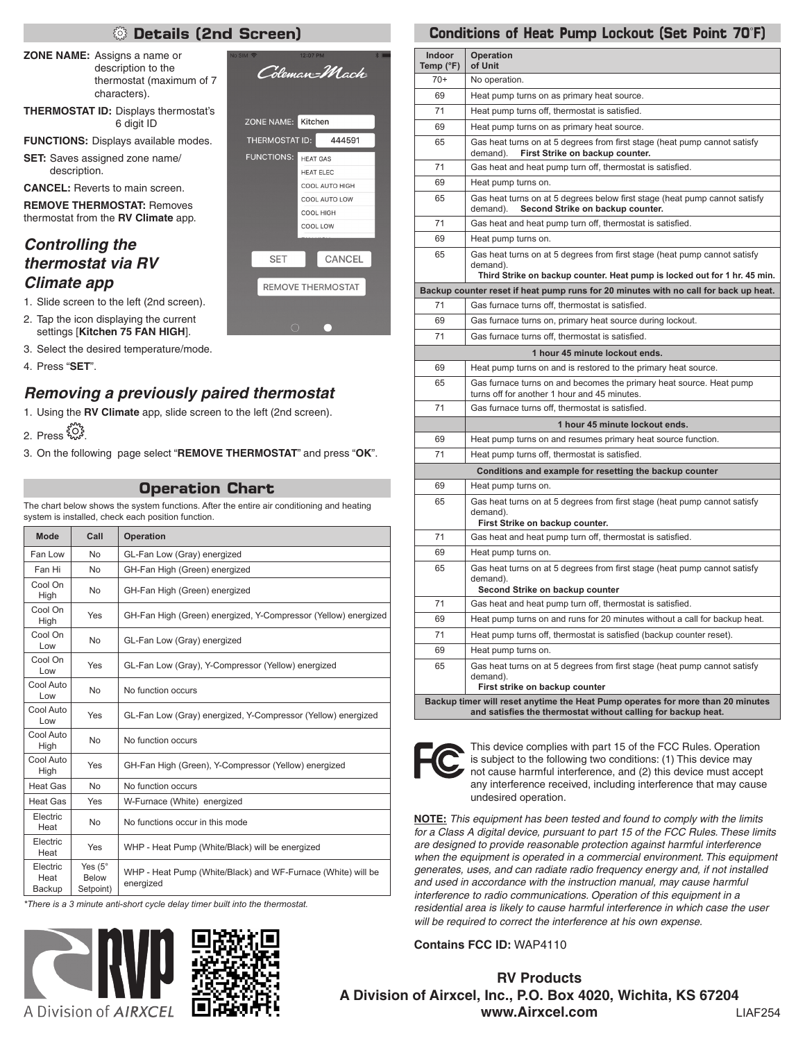## ⚙ Details (2nd Screen)

**ZONE NAME:** Assigns a name or description to the thermostat (maximum of 7 characters).

**THERMOSTAT ID:** Displays thermostat's 6 digit ID

**FUNCTIONS:** Displays available modes.

**SET:** Saves assigned zone name/ description.

**CANCEL:** Reverts to main screen.

**REMOVE THERMOSTAT:** Removes thermostat from the **RV Climate** app.

### *Controlling the thermostat via RV Climate app*

1. Slide screen to the left (2nd screen).
2. Tap the icon displaying the current settings [**Kitchen 75 FAN HIGH**].
3. Select the desired temperature/mode.
4. Press "**SET**".

### *Removing a previously paired thermostat*

1. Using the **RV Climate** app, slide screen to the left (2nd screen).
2. Press ⚙.
3. On the following page select "**REMOVE THERMOSTAT**" and press "**OK**".

## Operation Chart

The chart below shows the system functions. After the entire air conditioning and heating system is installed, check each position function.

| Mode | Call | Operation |
|---|---|---|
| Fan Low | No | GL-Fan Low (Gray) energized |
| Fan Hi | No | GH-Fan High (Green) energized |
| Cool On High | No | GH-Fan High (Green) energized |
| Cool On High | Yes | GH-Fan High (Green) energized, Y-Compressor (Yellow) energized |
| Cool On Low | No | GL-Fan Low (Gray) energized |
| Cool On Low | Yes | GL-Fan Low (Gray), Y-Compressor (Yellow) energized |
| Cool Auto Low | No | No function occurs |
| Cool Auto Low | Yes | GL-Fan Low (Gray) energized, Y-Compressor (Yellow) energized |
| Cool Auto High | No | No function occurs |
| Cool Auto High | Yes | GH-Fan High (Green), Y-Compressor (Yellow) energized |
| Heat Gas | No | No function occurs |
| Heat Gas | Yes | W-Furnace (White) energized |
| Electric Heat | No | No functions occur in this mode |
| Electric Heat | Yes | WHP - Heat Pump (White/Black) will be energized |
| Electric Heat Backup | Yes (5° Below Setpoint) | WHP - Heat Pump (White/Black) and WF-Furnace (White) will be energized |

*There is a 3 minute anti-short cycle delay timer built into the thermostat.

## Conditions of Heat Pump Lockout (Set Point 70°F)

| Indoor Temp (°F) | Operation of Unit |
|---|---|
| 70+ | No operation. |
| 69 | Heat pump turns on as primary heat source. |
| 71 | Heat pump turns off, thermostat is satisfied. |
| 69 | Heat pump turns on as primary heat source. |
| 65 | Gas heat turns on at 5 degrees from first stage (heat pump cannot satisfy demand). **First Strike on backup counter.** |
| 71 | Gas heat and heat pump turn off, thermostat is satisfied. |
| 69 | Heat pump turns on. |
| 65 | Gas heat turns on at 5 degrees below first stage (heat pump cannot satisfy demand). **Second Strike on backup counter.** |
| 71 | Gas heat and heat pump turn off, thermostat is satisfied. |
| 69 | Heat pump turns on. |
| 65 | Gas heat turns on at 5 degrees from first stage (heat pump cannot satisfy demand). **Third Strike on backup counter. Heat pump is locked out for 1 hr. 45 min.** |
| **Backup counter reset if heat pump runs for 20 minutes with no call for back up heat.** | |
| 71 | Gas furnace turns off, thermostat is satisfied. |
| 69 | Gas furnace turns on, primary heat source during lockout. |
| 71 | Gas furnace turns off, thermostat is satisfied. |
| **1 hour 45 minute lockout ends.** | |
| 69 | Heat pump turns on and is restored to the primary heat source. |
| 65 | Gas furnace turns on and becomes the primary heat source. Heat pump turns off for another 1 hour and 45 minutes. |
| 71 | Gas furnace turns off, thermostat is satisfied. |
| | **1 hour 45 minute lockout ends.** |
| 69 | Heat pump turns on and resumes primary heat source function. |
| 71 | Heat pump turns off, thermostat is satisfied. |
| **Conditions and example for resetting the backup counter** | |
| 69 | Heat pump turns on. |
| 65 | Gas heat turns on at 5 degrees from first stage (heat pump cannot satisfy demand). **First Strike on backup counter.** |
| 71 | Gas heat and heat pump turn off, thermostat is satisfied. |
| 69 | Heat pump turns on. |
| 65 | Gas heat turns on at 5 degrees from first stage (heat pump cannot satisfy demand). **Second Strike on backup counter** |
| 71 | Gas heat and heat pump turn off, thermostat is satisfied. |
| 69 | Heat pump turns on and runs for 20 minutes without a call for backup heat. |
| 71 | Heat pump turns off, thermostat is satisfied (backup counter reset). |
| 69 | Heat pump turns on. |
| 65 | Gas heat turns on at 5 degrees from first stage (heat pump cannot satisfy demand). **First strike on backup counter** |
| **Backup timer will reset anytime the Heat Pump operates for more than 20 minutes and satisfies the thermostat without calling for backup heat.** | |

This device complies with part 15 of the FCC Rules. Operation is subject to the following two conditions: (1) This device may not cause harmful interference, and (2) this device must accept any interference received, including interference that may cause undesired operation.

**NOTE:** *This equipment has been tested and found to comply with the limits for a Class A digital device, pursuant to part 15 of the FCC Rules. These limits are designed to provide reasonable protection against harmful interference when the equipment is operated in a commercial environment. This equipment generates, uses, and can radiate radio frequency energy and, if not installed and used in accordance with the instruction manual, may cause harmful interference to radio communications. Operation of this equipment in a residential area is likely to cause harmful interference in which case the user will be required to correct the interference at his own expense.*

**Contains FCC ID:** WAP4110

A Division of AIRXCEL

**RV Products**
**A Division of Airxcel, Inc., P.O. Box 4020, Wichita, KS 67204**
**www.Airxcel.com**

LIAF254